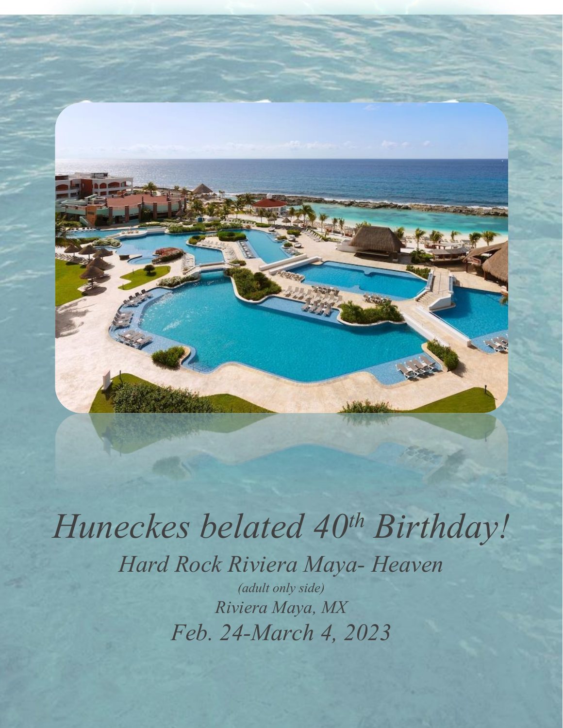# *Huneckes belated 40th Birthday!*

## *Hard Rock Riviera Maya- Heaven*

*(adult only side)*

*Riviera Maya, MX*

*Feb. 24-March 4, 2023*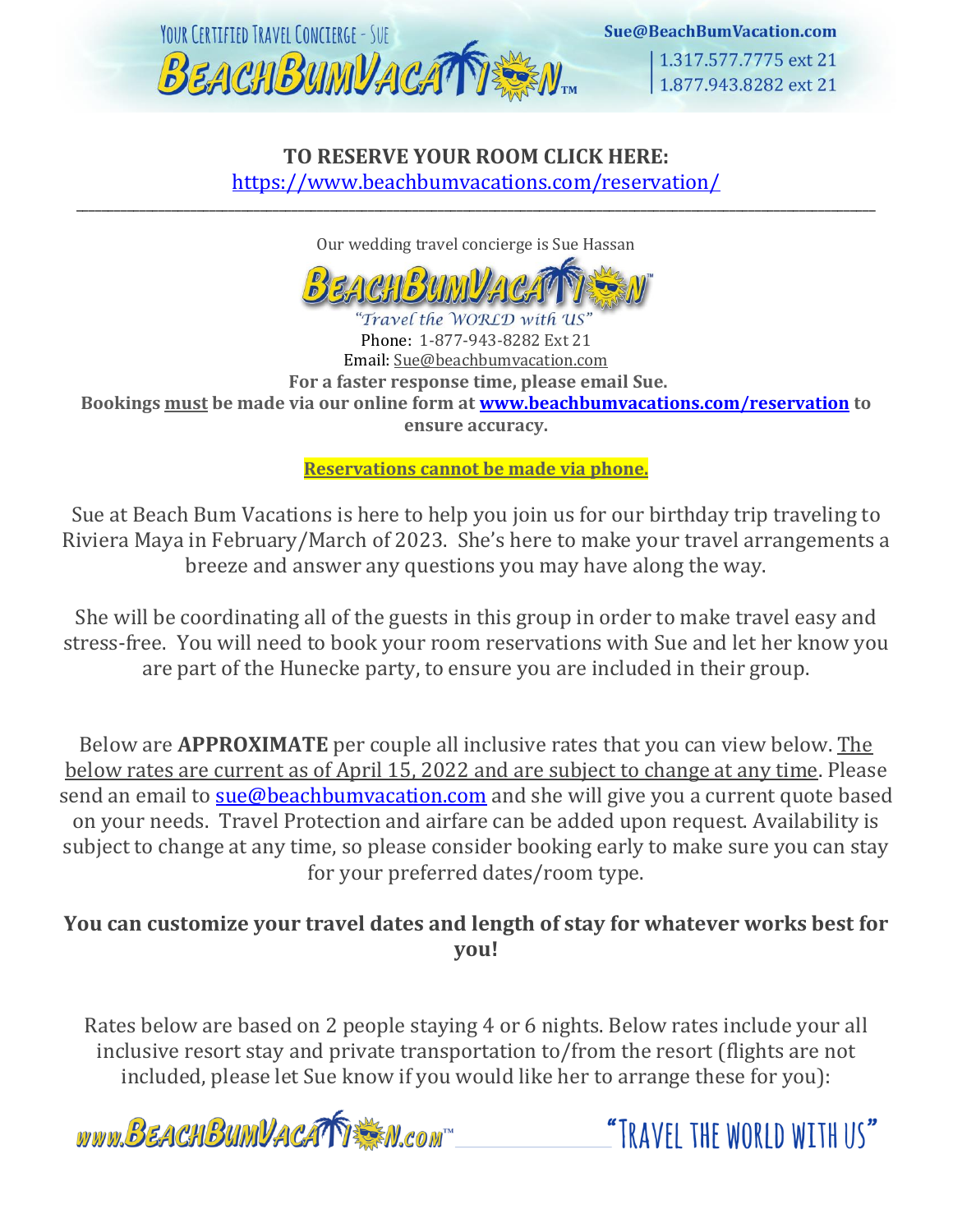**TO RESERVE YOUR ROOM CLICK HERE:**
https://www.beachbumvacations.com/reservation/

---

Our wedding travel concierge is Sue Hassan

"Travel the WORLD with US"

Phone: 1-877-943-8282 Ext 21

Email: Sue@beachbumvacation.com

**For a faster response time, please email Sue.**

**Bookings must be made via our online form at www.beachbumvacations.com/reservation to ensure accuracy.**

**Reservations cannot be made via phone.**

Sue at Beach Bum Vacations is here to help you join us for our birthday trip traveling to Riviera Maya in February/March of 2023. She's here to make your travel arrangements a breeze and answer any questions you may have along the way.

She will be coordinating all of the guests in this group in order to make travel easy and stress-free. You will need to book your room reservations with Sue and let her know you are part of the Hunecke party, to ensure you are included in their group.

Below are **APPROXIMATE** per couple all inclusive rates that you can view below. The below rates are current as of April 15, 2022 and are subject to change at any time. Please send an email to sue@beachbumvacation.com and she will give you a current quote based on your needs. Travel Protection and airfare can be added upon request. Availability is subject to change at any time, so please consider booking early to make sure you can stay for your preferred dates/room type.

**You can customize your travel dates and length of stay for whatever works best for you!**

Rates below are based on 2 people staying 4 or 6 nights. Below rates include your all inclusive resort stay and private transportation to/from the resort (flights are not included, please let Sue know if you would like her to arrange these for you):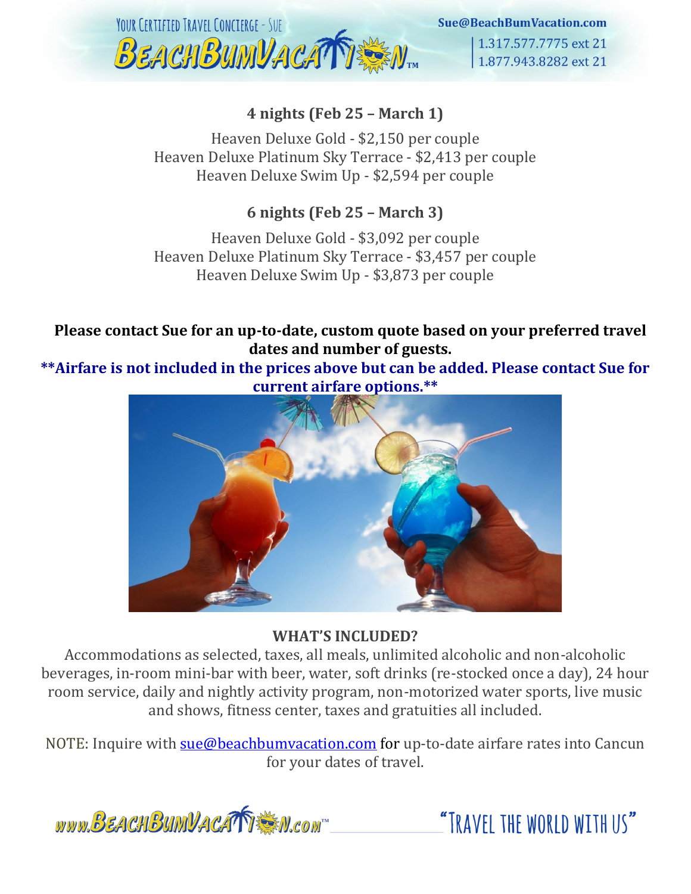### 4 nights (Feb 25 – March 1)

Heaven Deluxe Gold - $2,150 per couple
Heaven Deluxe Platinum Sky Terrace - $2,413 per couple
Heaven Deluxe Swim Up - $2,594 per couple

### 6 nights (Feb 25 – March 3)

Heaven Deluxe Gold - $3,092 per couple
Heaven Deluxe Platinum Sky Terrace - $3,457 per couple
Heaven Deluxe Swim Up - $3,873 per couple

**Please contact Sue for an up-to-date, custom quote based on your preferred travel dates and number of guests.**

****Airfare is not included in the prices above but can be added. Please contact Sue for current airfare options.****

**WHAT'S INCLUDED?**

Accommodations as selected, taxes, all meals, unlimited alcoholic and non-alcoholic beverages, in-room mini-bar with beer, water, soft drinks (re-stocked once a day), 24 hour room service, daily and nightly activity program, non-motorized water sports, live music and shows, fitness center, taxes and gratuities all included.

NOTE: Inquire with sue@beachbumvacation.com for up-to-date airfare rates into Cancun for your dates of travel.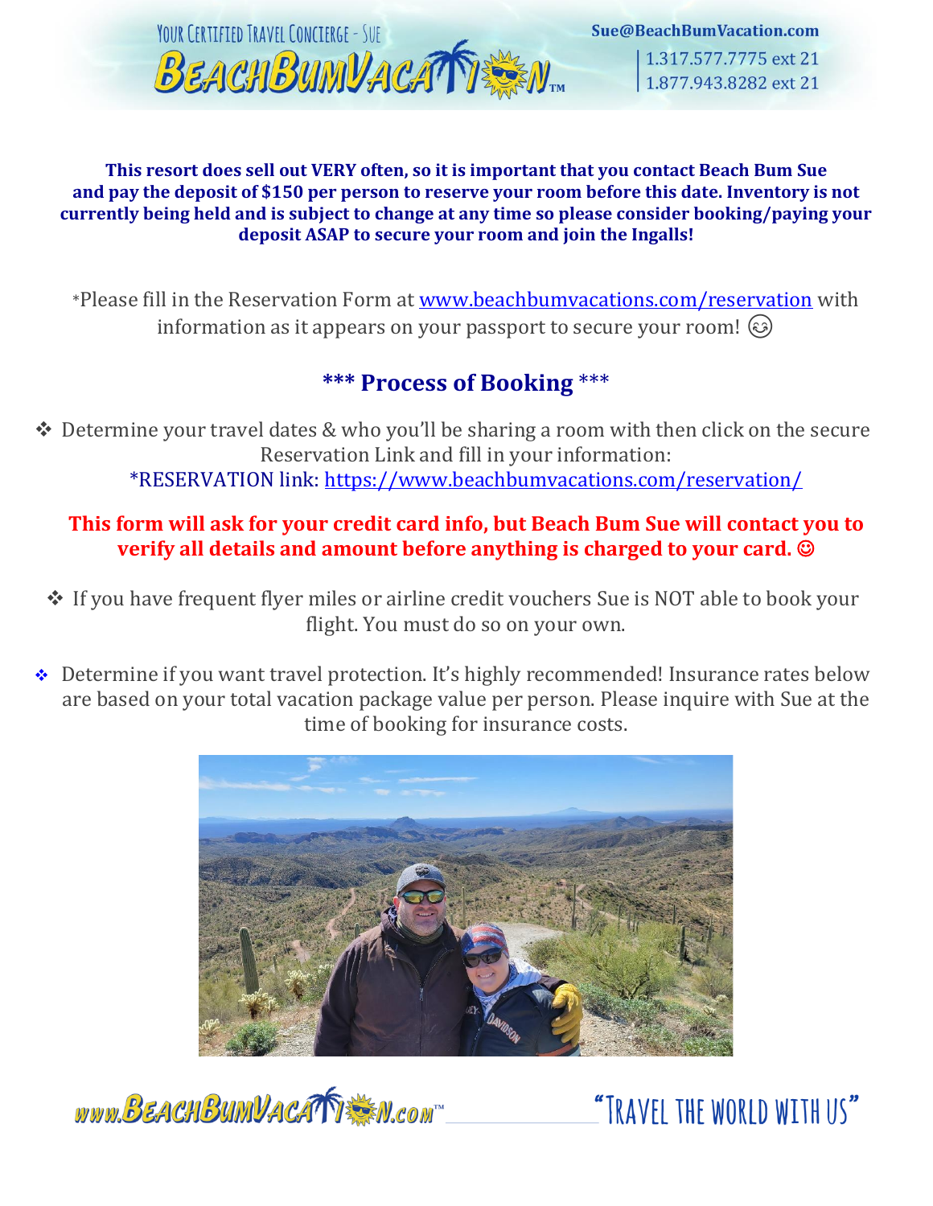**This resort does sell out VERY often, so it is important that you contact Beach Bum Sue and pay the deposit of $150 per person to reserve your room before this date. Inventory is not currently being held and is subject to change at any time so please consider booking/paying your deposit ASAP to secure your room and join the Ingalls!**

*Please fill in the Reservation Form at www.beachbumvacations.com/reservation with information as it appears on your passport to secure your room! 😊

## *** Process of Booking ***

- Determine your travel dates & who you'll be sharing a room with then click on the secure Reservation Link and fill in your information:
  *RESERVATION link: https://www.beachbumvacations.com/reservation/

**This form will ask for your credit card info, but Beach Bum Sue will contact you to verify all details and amount before anything is charged to your card. ☺**

- If you have frequent flyer miles or airline credit vouchers Sue is NOT able to book your flight. You must do so on your own.

- Determine if you want travel protection. It's highly recommended! Insurance rates below are based on your total vacation package value per person. Please inquire with Sue at the time of booking for insurance costs.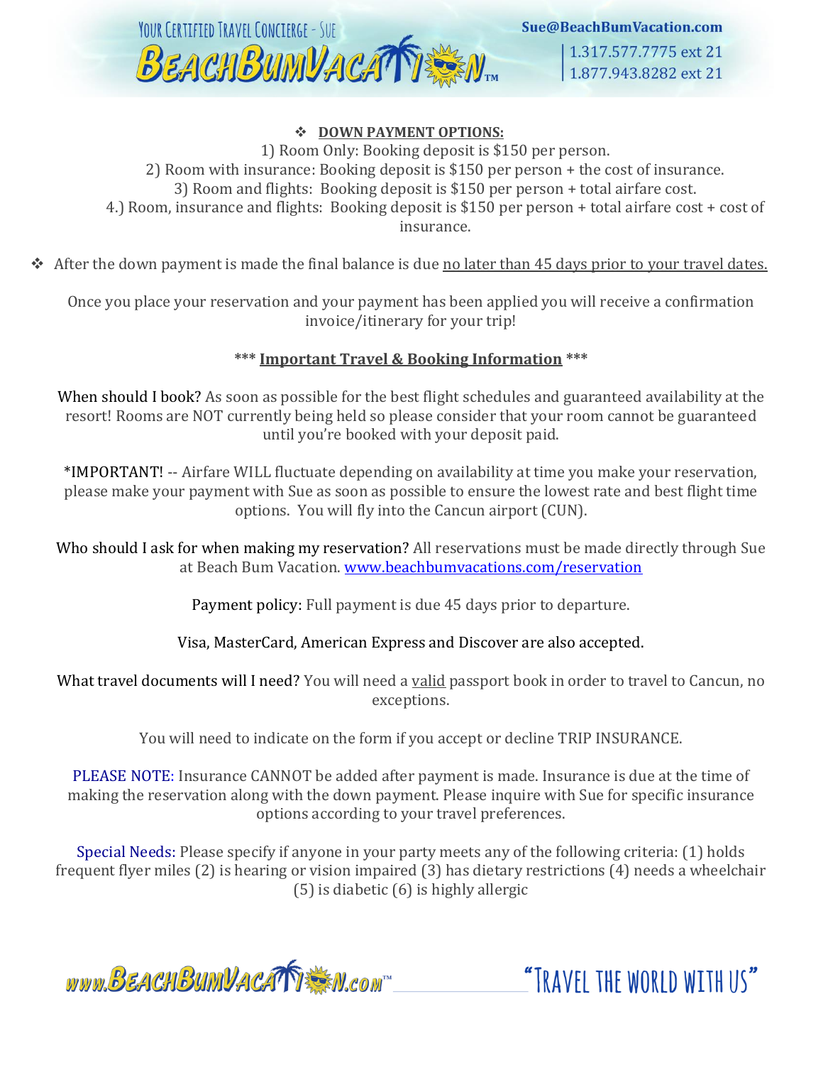❖ **DOWN PAYMENT OPTIONS:**

1) Room Only: Booking deposit is $150 per person.
2) Room with insurance: Booking deposit is $150 per person + the cost of insurance.
3) Room and flights: Booking deposit is $150 per person + total airfare cost.
4.) Room, insurance and flights: Booking deposit is $150 per person + total airfare cost + cost of insurance.

❖ After the down payment is made the final balance is due no later than 45 days prior to your travel dates.

Once you place your reservation and your payment has been applied you will receive a confirmation invoice/itinerary for your trip!

*** **Important Travel & Booking Information** ***

When should I book? As soon as possible for the best flight schedules and guaranteed availability at the resort! Rooms are NOT currently being held so please consider that your room cannot be guaranteed until you're booked with your deposit paid.

*IMPORTANT! -- Airfare WILL fluctuate depending on availability at time you make your reservation, please make your payment with Sue as soon as possible to ensure the lowest rate and best flight time options. You will fly into the Cancun airport (CUN).

Who should I ask for when making my reservation? All reservations must be made directly through Sue at Beach Bum Vacation. www.beachbumvacations.com/reservation

Payment policy: Full payment is due 45 days prior to departure.

Visa, MasterCard, American Express and Discover are also accepted.

What travel documents will I need? You will need a valid passport book in order to travel to Cancun, no exceptions.

You will need to indicate on the form if you accept or decline TRIP INSURANCE.

PLEASE NOTE: Insurance CANNOT be added after payment is made. Insurance is due at the time of making the reservation along with the down payment. Please inquire with Sue for specific insurance options according to your travel preferences.

Special Needs: Please specify if anyone in your party meets any of the following criteria: (1) holds frequent flyer miles (2) is hearing or vision impaired (3) has dietary restrictions (4) needs a wheelchair (5) is diabetic (6) is highly allergic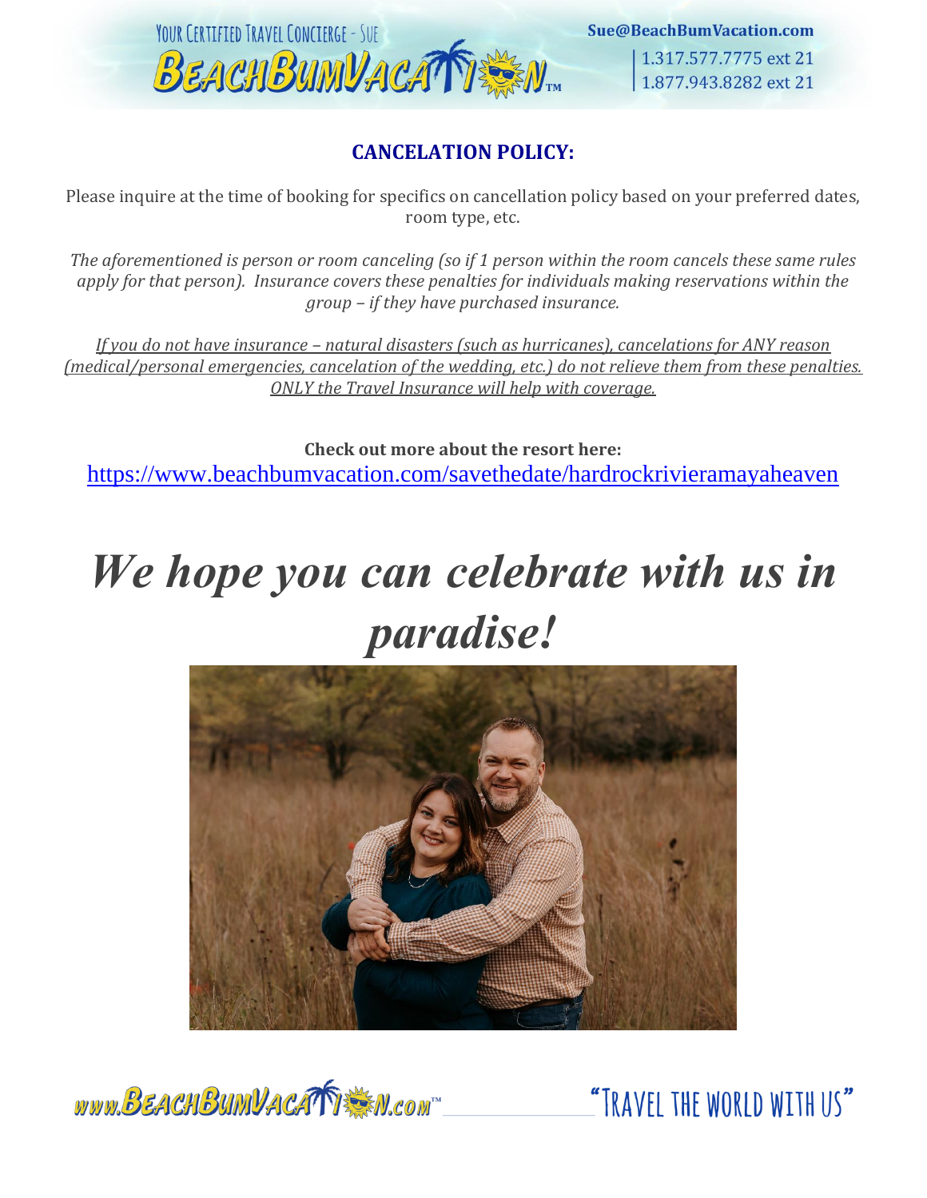## CANCELATION POLICY:

Please inquire at the time of booking for specifics on cancellation policy based on your preferred dates, room type, etc.

*The aforementioned is person or room canceling (so if 1 person within the room cancels these same rules apply for that person). Insurance covers these penalties for individuals making reservations within the group – if they have purchased insurance.*

*If you do not have insurance – natural disasters (such as hurricanes), cancelations for ANY reason (medical/personal emergencies, cancelation of the wedding, etc.) do not relieve them from these penalties. ONLY the Travel Insurance will help with coverage.*

**Check out more about the resort here:**
https://www.beachbumvacation.com/savethedate/hardrockrivieramayaheaven

# *We hope you can celebrate with us in paradise!*